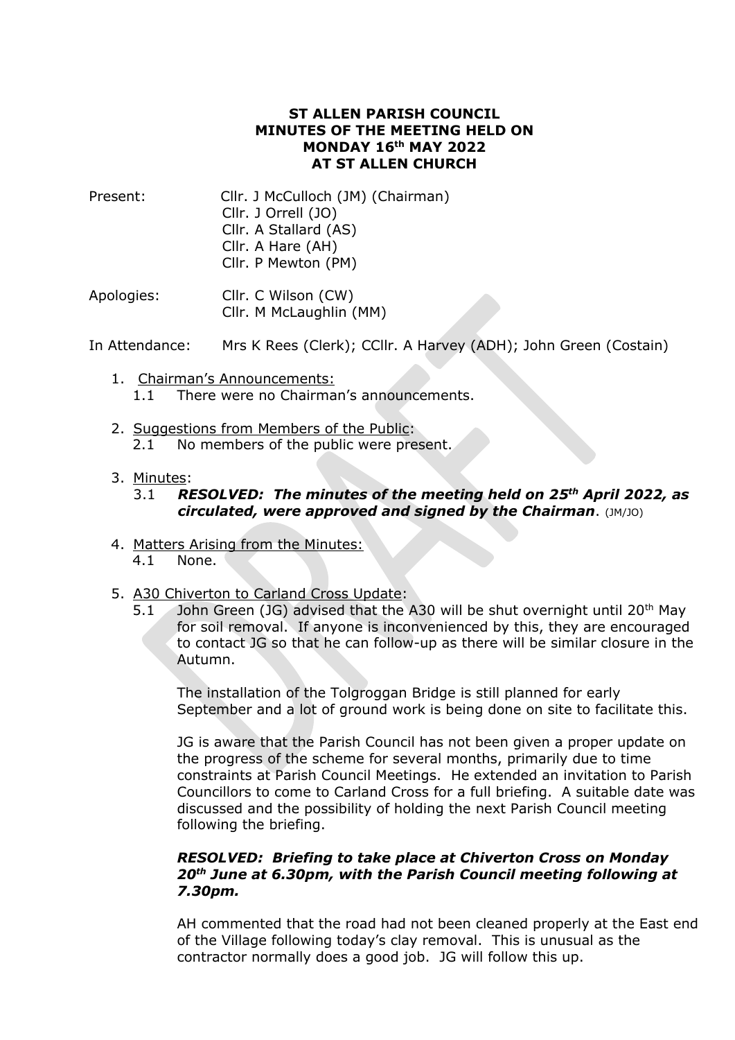**ST ALLEN PARISH COUNCIL**
**MINUTES OF THE MEETING HELD ON**
**MONDAY 16th MAY 2022**
**AT ST ALLEN CHURCH**

Present: Cllr. J McCulloch (JM) (Chairman)
Cllr. J Orrell (JO)
Cllr. A Stallard (AS)
Cllr. A Hare (AH)
Cllr. P Mewton (PM)

Apologies: Cllr. C Wilson (CW)
Cllr. M McLaughlin (MM)

In Attendance: Mrs K Rees (Clerk); CCllr. A Harvey (ADH); John Green (Costain)

1. Chairman's Announcements:
   1.1 There were no Chairman's announcements.

2. Suggestions from Members of the Public:
   2.1 No members of the public were present.

3. Minutes:
   3.1 ***RESOLVED: The minutes of the meeting held on 25th April 2022, as circulated, were approved and signed by the Chairman***. (JM/JO)

4. Matters Arising from the Minutes:
   4.1 None.

5. A30 Chiverton to Carland Cross Update:
   5.1 John Green (JG) advised that the A30 will be shut overnight until 20th May for soil removal. If anyone is inconvenienced by this, they are encouraged to contact JG so that he can follow-up as there will be similar closure in the Autumn.

   The installation of the Tolgroggan Bridge is still planned for early September and a lot of ground work is being done on site to facilitate this.

   JG is aware that the Parish Council has not been given a proper update on the progress of the scheme for several months, primarily due to time constraints at Parish Council Meetings. He extended an invitation to Parish Councillors to come to Carland Cross for a full briefing. A suitable date was discussed and the possibility of holding the next Parish Council meeting following the briefing.

   ***RESOLVED: Briefing to take place at Chiverton Cross on Monday 20th June at 6.30pm, with the Parish Council meeting following at 7.30pm.***

   AH commented that the road had not been cleaned properly at the East end of the Village following today's clay removal. This is unusual as the contractor normally does a good job. JG will follow this up.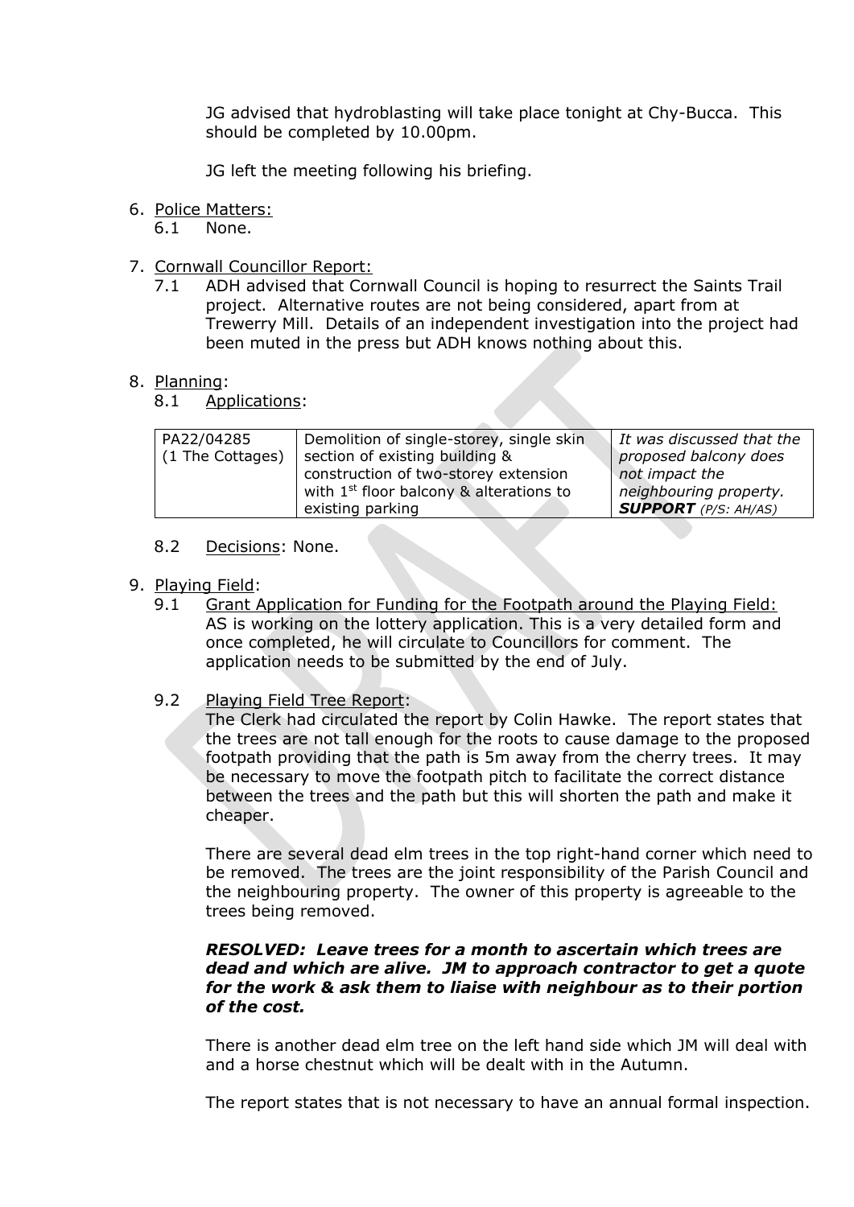JG advised that hydroblasting will take place tonight at Chy-Bucca. This should be completed by 10.00pm.

JG left the meeting following his briefing.

6. Police Matters:
   6.1 None.

7. Cornwall Councillor Report:
   7.1 ADH advised that Cornwall Council is hoping to resurrect the Saints Trail project. Alternative routes are not being considered, apart from at Trewerry Mill. Details of an independent investigation into the project had been muted in the press but ADH knows nothing about this.

8. Planning:
   8.1 Applications:

| PA22/04285 (1 The Cottages) | Demolition of single-storey, single skin section of existing building & construction of two-storey extension with 1st floor balcony & alterations to existing parking | *It was discussed that the proposed balcony does not impact the neighbouring property.* ***SUPPORT*** *(P/S: AH/AS)* |
|---|---|---|

   8.2 Decisions: None.

9. Playing Field:
   9.1 Grant Application for Funding for the Footpath around the Playing Field: AS is working on the lottery application. This is a very detailed form and once completed, he will circulate to Councillors for comment. The application needs to be submitted by the end of July.

   9.2 Playing Field Tree Report:
   The Clerk had circulated the report by Colin Hawke. The report states that the trees are not tall enough for the roots to cause damage to the proposed footpath providing that the path is 5m away from the cherry trees. It may be necessary to move the footpath pitch to facilitate the correct distance between the trees and the path but this will shorten the path and make it cheaper.

   There are several dead elm trees in the top right-hand corner which need to be removed. The trees are the joint responsibility of the Parish Council and the neighbouring property. The owner of this property is agreeable to the trees being removed.

   ***RESOLVED: Leave trees for a month to ascertain which trees are dead and which are alive. JM to approach contractor to get a quote for the work & ask them to liaise with neighbour as to their portion of the cost.***

   There is another dead elm tree on the left hand side which JM will deal with and a horse chestnut which will be dealt with in the Autumn.

   The report states that is not necessary to have an annual formal inspection.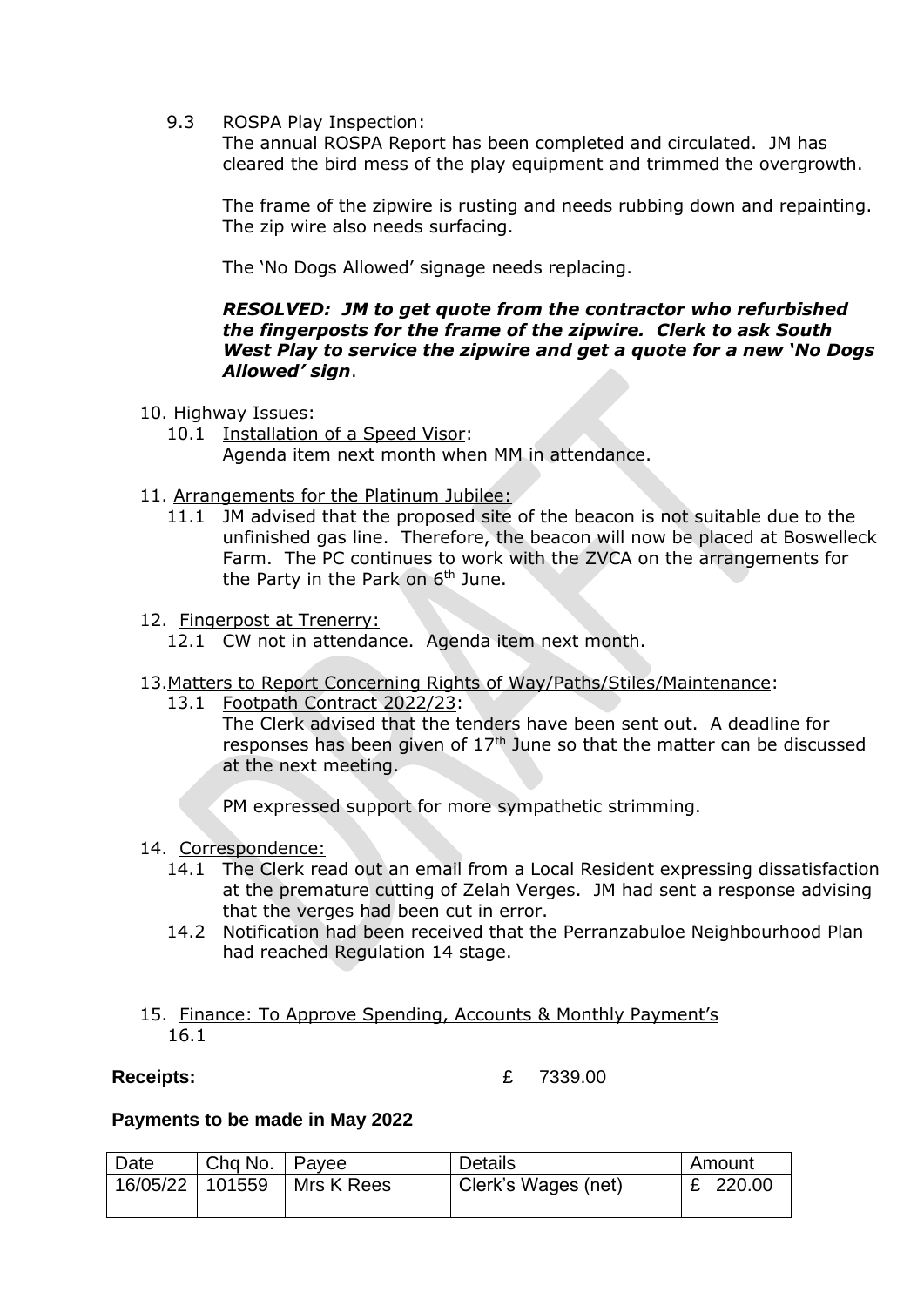9.3 ROSPA Play Inspection:

The annual ROSPA Report has been completed and circulated. JM has cleared the bird mess of the play equipment and trimmed the overgrowth.

The frame of the zipwire is rusting and needs rubbing down and repainting. The zip wire also needs surfacing.

The 'No Dogs Allowed' signage needs replacing.

***RESOLVED: JM to get quote from the contractor who refurbished the fingerposts for the frame of the zipwire. Clerk to ask South West Play to service the zipwire and get a quote for a new 'No Dogs Allowed' sign***.

10. Highway Issues:
    - 10.1 Installation of a Speed Visor: Agenda item next month when MM in attendance.

11. Arrangements for the Platinum Jubilee:
    - 11.1 JM advised that the proposed site of the beacon is not suitable due to the unfinished gas line. Therefore, the beacon will now be placed at Boswelleck Farm. The PC continues to work with the ZVCA on the arrangements for the Party in the Park on 6th June.

12. Fingerpost at Trenerry:
    - 12.1 CW not in attendance. Agenda item next month.

13. Matters to Report Concerning Rights of Way/Paths/Stiles/Maintenance:
    - 13.1 Footpath Contract 2022/23: The Clerk advised that the tenders have been sent out. A deadline for responses has been given of 17th June so that the matter can be discussed at the next meeting.

      PM expressed support for more sympathetic strimming.

14. Correspondence:
    - 14.1 The Clerk read out an email from a Local Resident expressing dissatisfaction at the premature cutting of Zelah Verges. JM had sent a response advising that the verges had been cut in error.
    - 14.2 Notification had been received that the Perranzabuloe Neighbourhood Plan had reached Regulation 14 stage.

15. Finance: To Approve Spending, Accounts & Monthly Payment's
    16.1

**Receipts:** £ 7339.00

**Payments to be made in May 2022**

| Date | Chq No. | Payee | Details | Amount |
|---|---|---|---|---|
| 16/05/22 | 101559 | Mrs K Rees | Clerk's Wages (net) | £ 220.00 |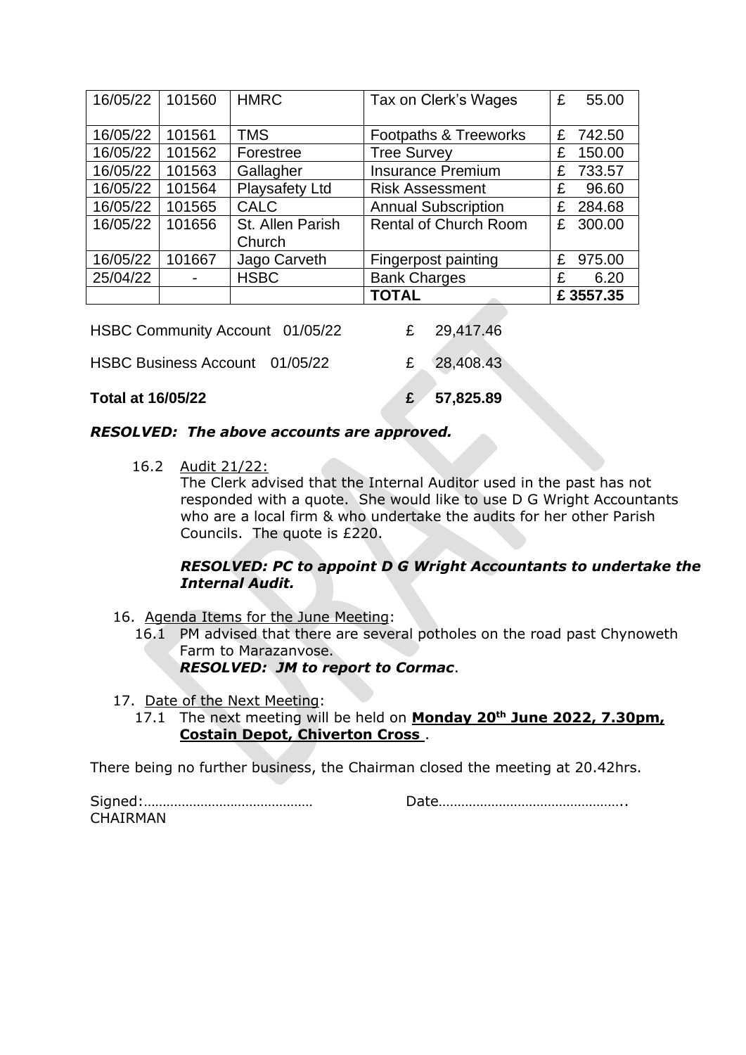| | | | | |
|---|---|---|---|---|
| 16/05/22 | 101560 | HMRC | Tax on Clerk's Wages | £ 55.00 |
| 16/05/22 | 101561 | TMS | Footpaths & Treeworks | £ 742.50 |
| 16/05/22 | 101562 | Forestree | Tree Survey | £ 150.00 |
| 16/05/22 | 101563 | Gallagher | Insurance Premium | £ 733.57 |
| 16/05/22 | 101564 | Playsafety Ltd | Risk Assessment | £ 96.60 |
| 16/05/22 | 101565 | CALC | Annual Subscription | £ 284.68 |
| 16/05/22 | 101656 | St. Allen Parish Church | Rental of Church Room | £ 300.00 |
| 16/05/22 | 101667 | Jago Carveth | Fingerpost painting | £ 975.00 |
| 25/04/22 | - | HSBC | Bank Charges | £ 6.20 |
| | | | **TOTAL** | **£ 3557.35** |

HSBC Community Account 01/05/22 £ 29,417.46

HSBC Business Account 01/05/22 £ 28,408.43

**Total at 16/05/22 £ 57,825.89**

***RESOLVED: The above accounts are approved.***

16.2 Audit 21/22:
The Clerk advised that the Internal Auditor used in the past has not responded with a quote. She would like to use D G Wright Accountants who are a local firm & who undertake the audits for her other Parish Councils. The quote is £220.

***RESOLVED: PC to appoint D G Wright Accountants to undertake the Internal Audit.***

16. Agenda Items for the June Meeting:
  16.1 PM advised that there are several potholes on the road past Chynoweth Farm to Marazanvose.
  ***RESOLVED: JM to report to Cormac***.

17. Date of the Next Meeting:
  17.1 The next meeting will be held on **Monday 20th June 2022, 7.30pm, Costain Depot, Chiverton Cross** .

There being no further business, the Chairman closed the meeting at 20.42hrs.

Signed:……………………………………… Date…………………………………………..
CHAIRMAN